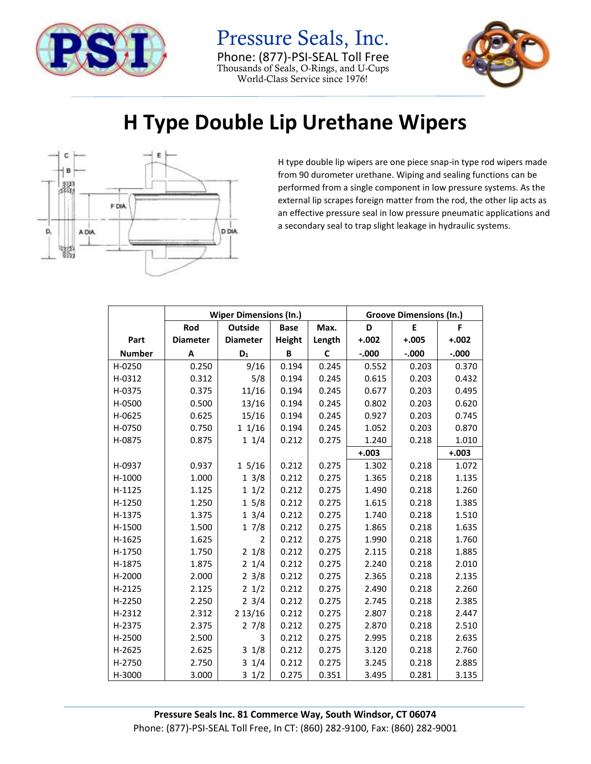Pressure Seals, Inc.
Phone: (877)-PSI-SEAL Toll Free
Thousands of Seals, O-Rings, and U-Cups
World-Class Service since 1976!

# H Type Double Lip Urethane Wipers

H type double lip wipers are one piece snap-in type rod wipers made from 90 durometer urethane. Wiping and sealing functions can be performed from a single component in low pressure systems. As the external lip scrapes foreign matter from the rod, the other lip acts as an effective pressure seal in low pressure pneumatic applications and a secondary seal to trap slight leakage in hydraulic systems.

| | Wiper Dimensions (In.) | | | | Groove Dimensions (In.) | | |
|---|---|---|---|---|---|---|---|
| Part Number | Rod Diameter A | Outside Diameter $D_1$ | Base Height B | Max. Length C | D +.002 -.000 | E +.005 -.000 | F +.002 -.000 |
| H-0250 | 0.250 | 9/16 | 0.194 | 0.245 | 0.552 | 0.203 | 0.370 |
| H-0312 | 0.312 | 5/8 | 0.194 | 0.245 | 0.615 | 0.203 | 0.432 |
| H-0375 | 0.375 | 11/16 | 0.194 | 0.245 | 0.677 | 0.203 | 0.495 |
| H-0500 | 0.500 | 13/16 | 0.194 | 0.245 | 0.802 | 0.203 | 0.620 |
| H-0625 | 0.625 | 15/16 | 0.194 | 0.245 | 0.927 | 0.203 | 0.745 |
| H-0750 | 0.750 | 1 1/16 | 0.194 | 0.245 | 1.052 | 0.203 | 0.870 |
| H-0875 | 0.875 | 1 1/4 | 0.212 | 0.275 | 1.240 | 0.218 | 1.010 |
| | | | | | +.003 | | +.003 |
| H-0937 | 0.937 | 1 5/16 | 0.212 | 0.275 | 1.302 | 0.218 | 1.072 |
| H-1000 | 1.000 | 1 3/8 | 0.212 | 0.275 | 1.365 | 0.218 | 1.135 |
| H-1125 | 1.125 | 1 1/2 | 0.212 | 0.275 | 1.490 | 0.218 | 1.260 |
| H-1250 | 1.250 | 1 5/8 | 0.212 | 0.275 | 1.615 | 0.218 | 1.385 |
| H-1375 | 1.375 | 1 3/4 | 0.212 | 0.275 | 1.740 | 0.218 | 1.510 |
| H-1500 | 1.500 | 1 7/8 | 0.212 | 0.275 | 1.865 | 0.218 | 1.635 |
| H-1625 | 1.625 | 2 | 0.212 | 0.275 | 1.990 | 0.218 | 1.760 |
| H-1750 | 1.750 | 2 1/8 | 0.212 | 0.275 | 2.115 | 0.218 | 1.885 |
| H-1875 | 1.875 | 2 1/4 | 0.212 | 0.275 | 2.240 | 0.218 | 2.010 |
| H-2000 | 2.000 | 2 3/8 | 0.212 | 0.275 | 2.365 | 0.218 | 2.135 |
| H-2125 | 2.125 | 2 1/2 | 0.212 | 0.275 | 2.490 | 0.218 | 2.260 |
| H-2250 | 2.250 | 2 3/4 | 0.212 | 0.275 | 2.745 | 0.218 | 2.385 |
| H-2312 | 2.312 | 2 13/16 | 0.212 | 0.275 | 2.807 | 0.218 | 2.447 |
| H-2375 | 2.375 | 2 7/8 | 0.212 | 0.275 | 2.870 | 0.218 | 2.510 |
| H-2500 | 2.500 | 3 | 0.212 | 0.275 | 2.995 | 0.218 | 2.635 |
| H-2625 | 2.625 | 3 1/8 | 0.212 | 0.275 | 3.120 | 0.218 | 2.760 |
| H-2750 | 2.750 | 3 1/4 | 0.212 | 0.275 | 3.245 | 0.218 | 2.885 |
| H-3000 | 3.000 | 3 1/2 | 0.275 | 0.351 | 3.495 | 0.281 | 3.135 |

**Pressure Seals Inc. 81 Commerce Way, South Windsor, CT 06074**
Phone: (877)-PSI-SEAL Toll Free, In CT: (860) 282-9100, Fax: (860) 282-9001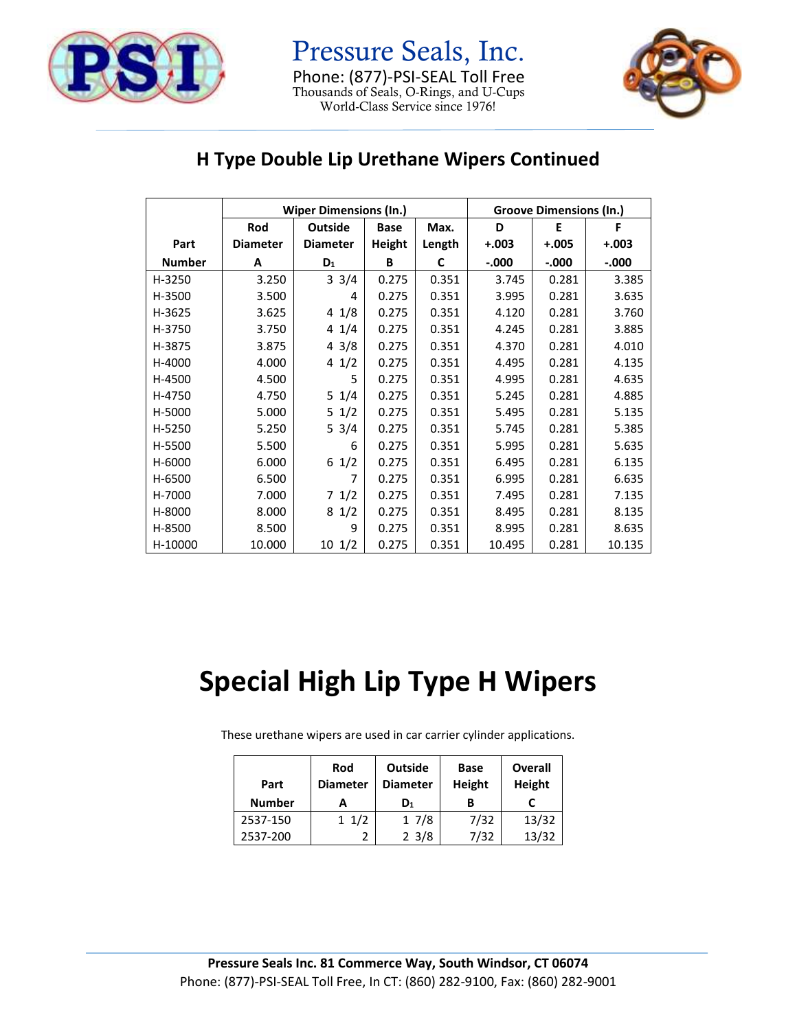## H Type Double Lip Urethane Wipers Continued

| Part Number | Wiper Dimensions (In.) | | | | Groove Dimensions (In.) | | |
|---|---|---|---|---|---|---|---|
| | Rod Diameter A | Outside Diameter $D_1$ | Base Height B | Max. Length C | D +.003 -.000 | E +.005 -.000 | F +.003 -.000 |
| H-3250 | 3.250 | 3 3/4 | 0.275 | 0.351 | 3.745 | 0.281 | 3.385 |
| H-3500 | 3.500 | 4 | 0.275 | 0.351 | 3.995 | 0.281 | 3.635 |
| H-3625 | 3.625 | 4 1/8 | 0.275 | 0.351 | 4.120 | 0.281 | 3.760 |
| H-3750 | 3.750 | 4 1/4 | 0.275 | 0.351 | 4.245 | 0.281 | 3.885 |
| H-3875 | 3.875 | 4 3/8 | 0.275 | 0.351 | 4.370 | 0.281 | 4.010 |
| H-4000 | 4.000 | 4 1/2 | 0.275 | 0.351 | 4.495 | 0.281 | 4.135 |
| H-4500 | 4.500 | 5 | 0.275 | 0.351 | 4.995 | 0.281 | 4.635 |
| H-4750 | 4.750 | 5 1/4 | 0.275 | 0.351 | 5.245 | 0.281 | 4.885 |
| H-5000 | 5.000 | 5 1/2 | 0.275 | 0.351 | 5.495 | 0.281 | 5.135 |
| H-5250 | 5.250 | 5 3/4 | 0.275 | 0.351 | 5.745 | 0.281 | 5.385 |
| H-5500 | 5.500 | 6 | 0.275 | 0.351 | 5.995 | 0.281 | 5.635 |
| H-6000 | 6.000 | 6 1/2 | 0.275 | 0.351 | 6.495 | 0.281 | 6.135 |
| H-6500 | 6.500 | 7 | 0.275 | 0.351 | 6.995 | 0.281 | 6.635 |
| H-7000 | 7.000 | 7 1/2 | 0.275 | 0.351 | 7.495 | 0.281 | 7.135 |
| H-8000 | 8.000 | 8 1/2 | 0.275 | 0.351 | 8.495 | 0.281 | 8.135 |
| H-8500 | 8.500 | 9 | 0.275 | 0.351 | 8.995 | 0.281 | 8.635 |
| H-10000 | 10.000 | 10 1/2 | 0.275 | 0.351 | 10.495 | 0.281 | 10.135 |

# Special High Lip Type H Wipers

These urethane wipers are used in car carrier cylinder applications.

| Part Number | Rod Diameter A | Outside Diameter $D_1$ | Base Height B | Overall Height C |
|---|---|---|---|---|
| 2537-150 | 1 1/2 | 1 7/8 | 7/32 | 13/32 |
| 2537-200 | 2 | 2 3/8 | 7/32 | 13/32 |